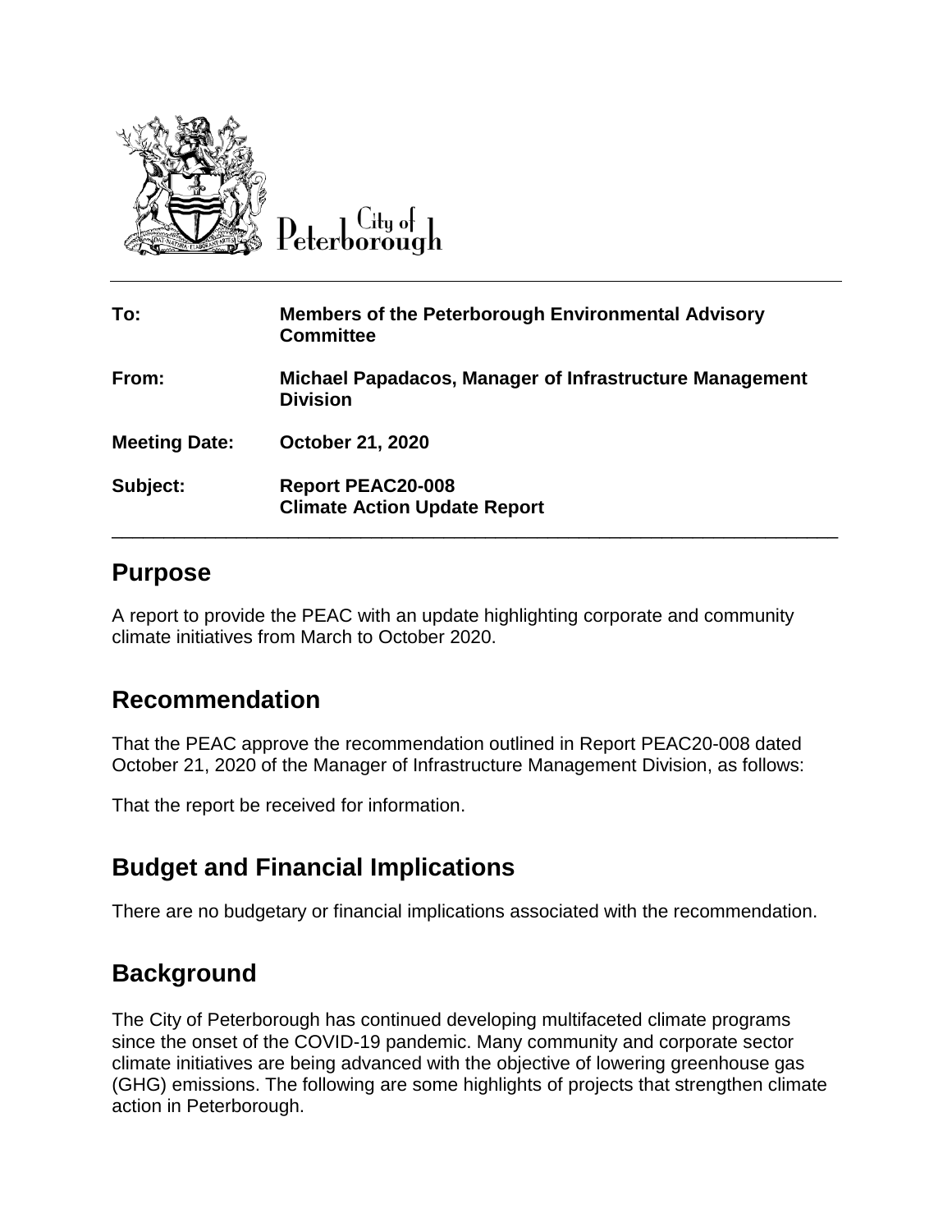City of Peterborough

| | |
|---|---|
| **To:** | **Members of the Peterborough Environmental Advisory Committee** |
| **From:** | **Michael Papadacos, Manager of Infrastructure Management Division** |
| **Meeting Date:** | **October 21, 2020** |
| **Subject:** | **Report PEAC20-008**<br>**Climate Action Update Report** |

## Purpose

A report to provide the PEAC with an update highlighting corporate and community climate initiatives from March to October 2020.

## Recommendation

That the PEAC approve the recommendation outlined in Report PEAC20-008 dated October 21, 2020 of the Manager of Infrastructure Management Division, as follows:

That the report be received for information.

## Budget and Financial Implications

There are no budgetary or financial implications associated with the recommendation.

## Background

The City of Peterborough has continued developing multifaceted climate programs since the onset of the COVID-19 pandemic. Many community and corporate sector climate initiatives are being advanced with the objective of lowering greenhouse gas (GHG) emissions. The following are some highlights of projects that strengthen climate action in Peterborough.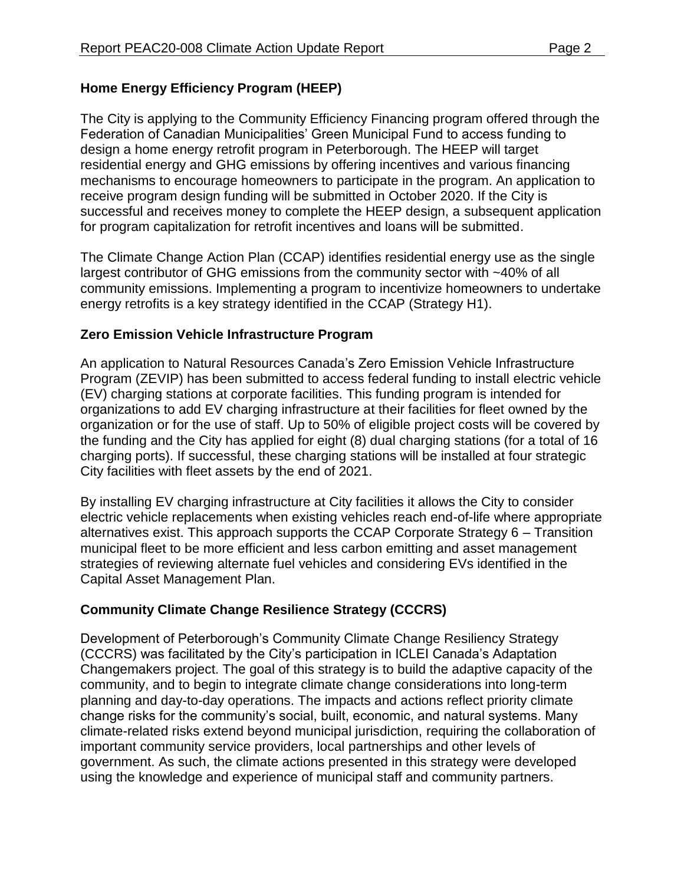## Home Energy Efficiency Program (HEEP)

The City is applying to the Community Efficiency Financing program offered through the Federation of Canadian Municipalities' Green Municipal Fund to access funding to design a home energy retrofit program in Peterborough. The HEEP will target residential energy and GHG emissions by offering incentives and various financing mechanisms to encourage homeowners to participate in the program. An application to receive program design funding will be submitted in October 2020. If the City is successful and receives money to complete the HEEP design, a subsequent application for program capitalization for retrofit incentives and loans will be submitted.

The Climate Change Action Plan (CCAP) identifies residential energy use as the single largest contributor of GHG emissions from the community sector with ~40% of all community emissions. Implementing a program to incentivize homeowners to undertake energy retrofits is a key strategy identified in the CCAP (Strategy H1).

## Zero Emission Vehicle Infrastructure Program

An application to Natural Resources Canada's Zero Emission Vehicle Infrastructure Program (ZEVIP) has been submitted to access federal funding to install electric vehicle (EV) charging stations at corporate facilities. This funding program is intended for organizations to add EV charging infrastructure at their facilities for fleet owned by the organization or for the use of staff. Up to 50% of eligible project costs will be covered by the funding and the City has applied for eight (8) dual charging stations (for a total of 16 charging ports). If successful, these charging stations will be installed at four strategic City facilities with fleet assets by the end of 2021.

By installing EV charging infrastructure at City facilities it allows the City to consider electric vehicle replacements when existing vehicles reach end-of-life where appropriate alternatives exist. This approach supports the CCAP Corporate Strategy 6 – Transition municipal fleet to be more efficient and less carbon emitting and asset management strategies of reviewing alternate fuel vehicles and considering EVs identified in the Capital Asset Management Plan.

## Community Climate Change Resilience Strategy (CCCRS)

Development of Peterborough's Community Climate Change Resiliency Strategy (CCCRS) was facilitated by the City's participation in ICLEI Canada's Adaptation Changemakers project. The goal of this strategy is to build the adaptive capacity of the community, and to begin to integrate climate change considerations into long-term planning and day-to-day operations. The impacts and actions reflect priority climate change risks for the community's social, built, economic, and natural systems. Many climate-related risks extend beyond municipal jurisdiction, requiring the collaboration of important community service providers, local partnerships and other levels of government. As such, the climate actions presented in this strategy were developed using the knowledge and experience of municipal staff and community partners.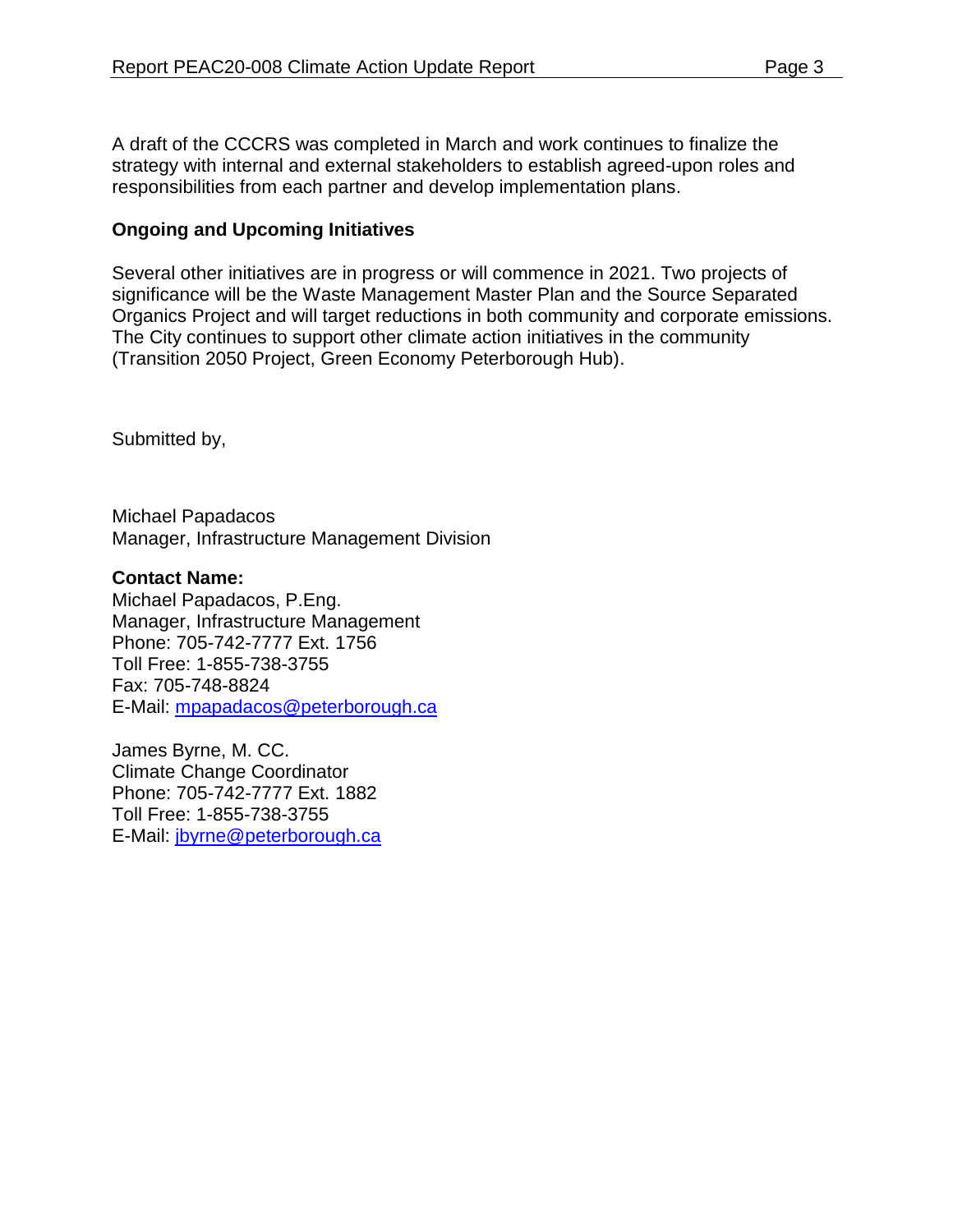A draft of the CCCRS was completed in March and work continues to finalize the strategy with internal and external stakeholders to establish agreed-upon roles and responsibilities from each partner and develop implementation plans.

**Ongoing and Upcoming Initiatives**

Several other initiatives are in progress or will commence in 2021. Two projects of significance will be the Waste Management Master Plan and the Source Separated Organics Project and will target reductions in both community and corporate emissions. The City continues to support other climate action initiatives in the community (Transition 2050 Project, Green Economy Peterborough Hub).

Submitted by,

Michael Papadacos
Manager, Infrastructure Management Division

**Contact Name:**
Michael Papadacos, P.Eng.
Manager, Infrastructure Management
Phone: 705-742-7777 Ext. 1756
Toll Free: 1-855-738-3755
Fax: 705-748-8824
E-Mail: mpapadacos@peterborough.ca

James Byrne, M. CC.
Climate Change Coordinator
Phone: 705-742-7777 Ext. 1882
Toll Free: 1-855-738-3755
E-Mail: jbyrne@peterborough.ca